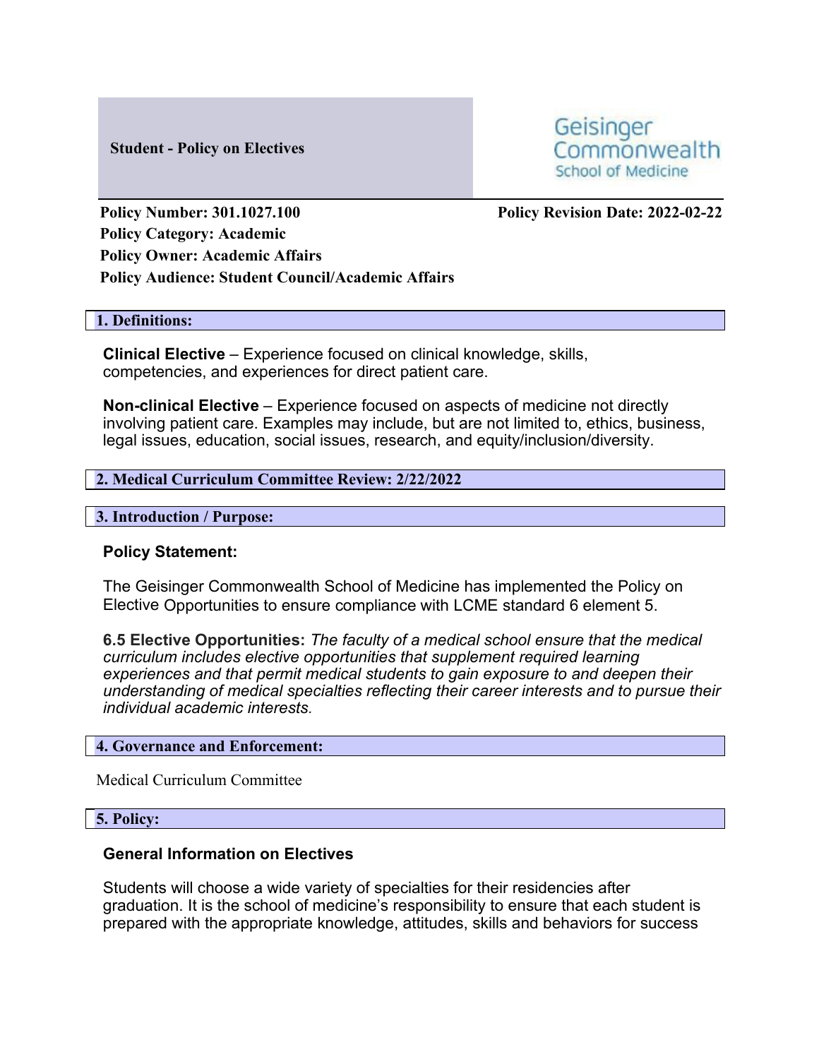**Student - Policy on Electives**

Geisinger Commonwealth School of Medicine

**Policy Number: 301.1027.100**
**Policy Revision Date: 2022-02-22**
**Policy Category: Academic**
**Policy Owner: Academic Affairs**
**Policy Audience: Student Council/Academic Affairs**

## 1. Definitions:

**Clinical Elective** – Experience focused on clinical knowledge, skills, competencies, and experiences for direct patient care.

**Non-clinical Elective** – Experience focused on aspects of medicine not directly involving patient care. Examples may include, but are not limited to, ethics, business, legal issues, education, social issues, research, and equity/inclusion/diversity.

## 2. Medical Curriculum Committee Review: 2/22/2022

## 3. Introduction / Purpose:

**Policy Statement:**

The Geisinger Commonwealth School of Medicine has implemented the Policy on Elective Opportunities to ensure compliance with LCME standard 6 element 5.

**6.5 Elective Opportunities:** *The faculty of a medical school ensure that the medical curriculum includes elective opportunities that supplement required learning experiences and that permit medical students to gain exposure to and deepen their understanding of medical specialties reflecting their career interests and to pursue their individual academic interests.*

## 4. Governance and Enforcement:

Medical Curriculum Committee

## 5. Policy:

**General Information on Electives**

Students will choose a wide variety of specialties for their residencies after graduation. It is the school of medicine's responsibility to ensure that each student is prepared with the appropriate knowledge, attitudes, skills and behaviors for success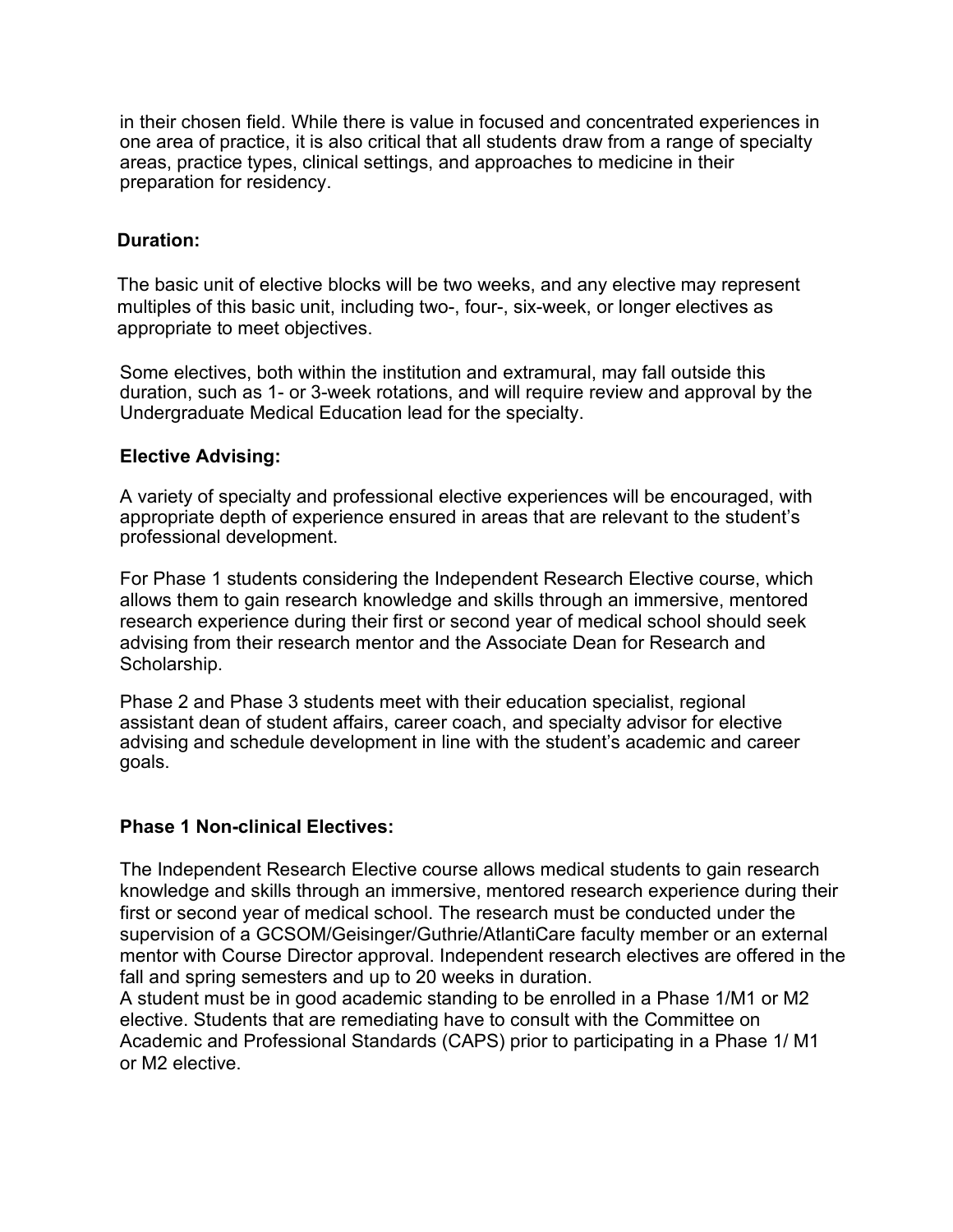in their chosen field. While there is value in focused and concentrated experiences in one area of practice, it is also critical that all students draw from a range of specialty areas, practice types, clinical settings, and approaches to medicine in their preparation for residency.

**Duration:**

The basic unit of elective blocks will be two weeks, and any elective may represent multiples of this basic unit, including two-, four-, six-week, or longer electives as appropriate to meet objectives.

Some electives, both within the institution and extramural, may fall outside this duration, such as 1- or 3-week rotations, and will require review and approval by the Undergraduate Medical Education lead for the specialty.

**Elective Advising:**

A variety of specialty and professional elective experiences will be encouraged, with appropriate depth of experience ensured in areas that are relevant to the student's professional development.

For Phase 1 students considering the Independent Research Elective course, which allows them to gain research knowledge and skills through an immersive, mentored research experience during their first or second year of medical school should seek advising from their research mentor and the Associate Dean for Research and Scholarship.

Phase 2 and Phase 3 students meet with their education specialist, regional assistant dean of student affairs, career coach, and specialty advisor for elective advising and schedule development in line with the student's academic and career goals.

**Phase 1 Non-clinical Electives:**

The Independent Research Elective course allows medical students to gain research knowledge and skills through an immersive, mentored research experience during their first or second year of medical school. The research must be conducted under the supervision of a GCSOM/Geisinger/Guthrie/AtlantiCare faculty member or an external mentor with Course Director approval. Independent research electives are offered in the fall and spring semesters and up to 20 weeks in duration.
A student must be in good academic standing to be enrolled in a Phase 1/M1 or M2 elective. Students that are remediating have to consult with the Committee on Academic and Professional Standards (CAPS) prior to participating in a Phase 1/ M1 or M2 elective.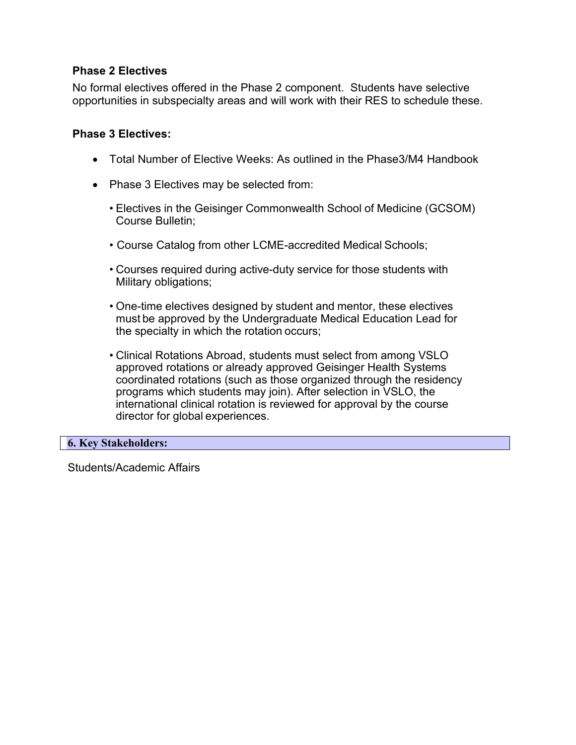**Phase 2 Electives**

No formal electives offered in the Phase 2 component. Students have selective opportunities in subspecialty areas and will work with their RES to schedule these.

**Phase 3 Electives:**

- Total Number of Elective Weeks: As outlined in the Phase3/M4 Handbook
- Phase 3 Electives may be selected from:
  - Electives in the Geisinger Commonwealth School of Medicine (GCSOM) Course Bulletin;
  - Course Catalog from other LCME-accredited Medical Schools;
  - Courses required during active-duty service for those students with Military obligations;
  - One-time electives designed by student and mentor, these electives must be approved by the Undergraduate Medical Education Lead for the specialty in which the rotation occurs;
  - Clinical Rotations Abroad, students must select from among VSLO approved rotations or already approved Geisinger Health Systems coordinated rotations (such as those organized through the residency programs which students may join). After selection in VSLO, the international clinical rotation is reviewed for approval by the course director for global experiences.

## 6. Key Stakeholders:

Students/Academic Affairs